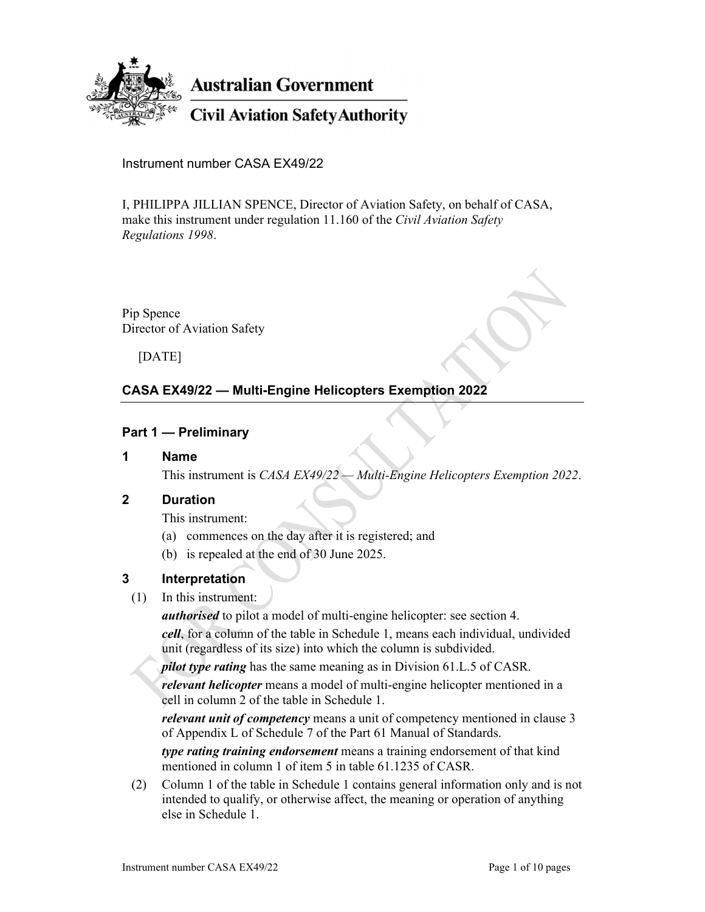Australian Government

Civil Aviation Safety Authority

Instrument number CASA EX49/22

I, PHILIPPA JILLIAN SPENCE, Director of Aviation Safety, on behalf of CASA, make this instrument under regulation 11.160 of the *Civil Aviation Safety Regulations 1998*.

Pip Spence
Director of Aviation Safety

[DATE]

## CASA EX49/22 — Multi-Engine Helicopters Exemption 2022

### Part 1 — Preliminary

**1 Name**

This instrument is *CASA EX49/22 — Multi-Engine Helicopters Exemption 2022*.

**2 Duration**

This instrument:

(a) commences on the day after it is registered; and

(b) is repealed at the end of 30 June 2025.

**3 Interpretation**

(1) In this instrument:

***authorised*** to pilot a model of multi-engine helicopter: see section 4.

***cell***, for a column of the table in Schedule 1, means each individual, undivided unit (regardless of its size) into which the column is subdivided.

***pilot type rating*** has the same meaning as in Division 61.L.5 of CASR.

***relevant helicopter*** means a model of multi-engine helicopter mentioned in a cell in column 2 of the table in Schedule 1.

***relevant unit of competency*** means a unit of competency mentioned in clause 3 of Appendix L of Schedule 7 of the Part 61 Manual of Standards.

***type rating training endorsement*** means a training endorsement of that kind mentioned in column 1 of item 5 in table 61.1235 of CASR.

(2) Column 1 of the table in Schedule 1 contains general information only and is not intended to qualify, or otherwise affect, the meaning or operation of anything else in Schedule 1.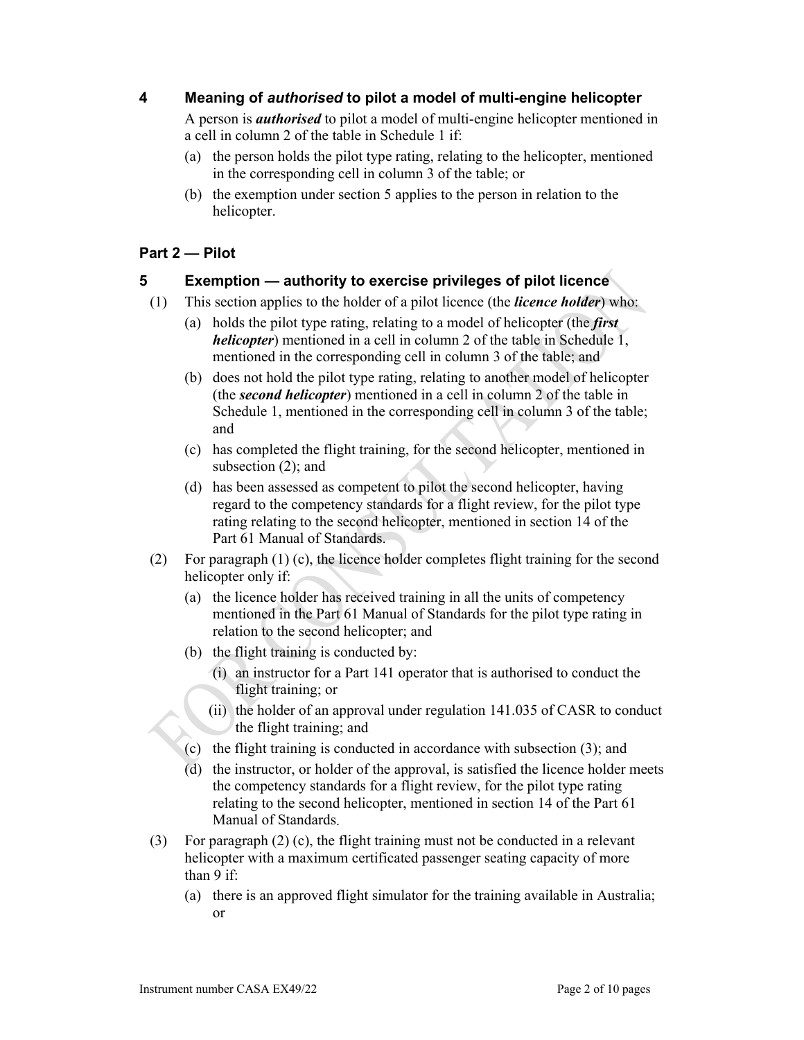### 4 Meaning of ***authorised*** to pilot a model of multi-engine helicopter

A person is ***authorised*** to pilot a model of multi-engine helicopter mentioned in a cell in column 2 of the table in Schedule 1 if:

(a) the person holds the pilot type rating, relating to the helicopter, mentioned in the corresponding cell in column 3 of the table; or

(b) the exemption under section 5 applies to the person in relation to the helicopter.

## Part 2 — Pilot

### 5 Exemption — authority to exercise privileges of pilot licence

(1) This section applies to the holder of a pilot licence (the ***licence holder***) who:

(a) holds the pilot type rating, relating to a model of helicopter (the ***first helicopter***) mentioned in a cell in column 2 of the table in Schedule 1, mentioned in the corresponding cell in column 3 of the table; and

(b) does not hold the pilot type rating, relating to another model of helicopter (the ***second helicopter***) mentioned in a cell in column 2 of the table in Schedule 1, mentioned in the corresponding cell in column 3 of the table; and

(c) has completed the flight training, for the second helicopter, mentioned in subsection (2); and

(d) has been assessed as competent to pilot the second helicopter, having regard to the competency standards for a flight review, for the pilot type rating relating to the second helicopter, mentioned in section 14 of the Part 61 Manual of Standards.

(2) For paragraph (1) (c), the licence holder completes flight training for the second helicopter only if:

(a) the licence holder has received training in all the units of competency mentioned in the Part 61 Manual of Standards for the pilot type rating in relation to the second helicopter; and

(b) the flight training is conducted by:

(i) an instructor for a Part 141 operator that is authorised to conduct the flight training; or

(ii) the holder of an approval under regulation 141.035 of CASR to conduct the flight training; and

(c) the flight training is conducted in accordance with subsection (3); and

(d) the instructor, or holder of the approval, is satisfied the licence holder meets the competency standards for a flight review, for the pilot type rating relating to the second helicopter, mentioned in section 14 of the Part 61 Manual of Standards.

(3) For paragraph (2) (c), the flight training must not be conducted in a relevant helicopter with a maximum certificated passenger seating capacity of more than 9 if:

(a) there is an approved flight simulator for the training available in Australia; or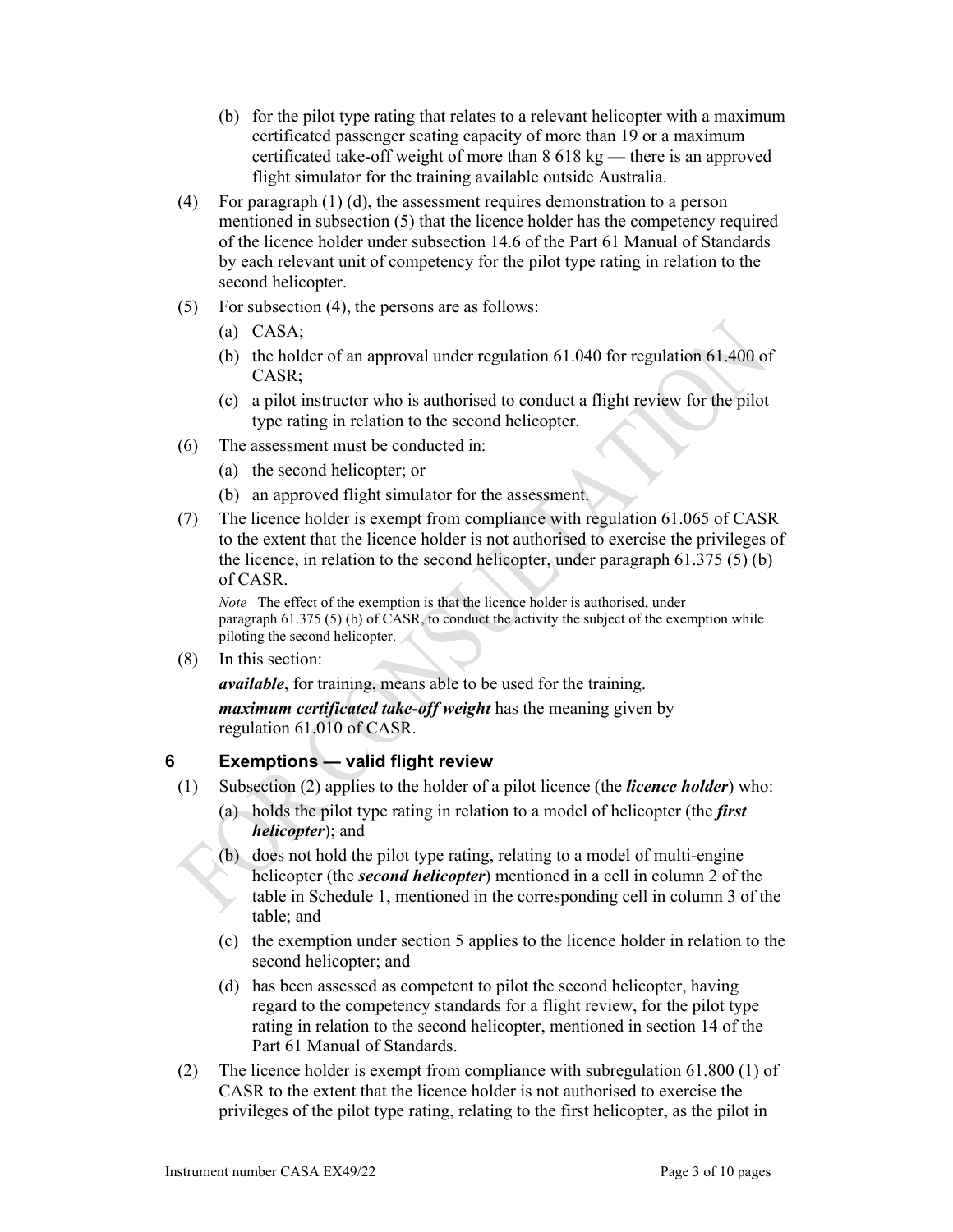(b) for the pilot type rating that relates to a relevant helicopter with a maximum certificated passenger seating capacity of more than 19 or a maximum certificated take-off weight of more than 8 618 kg — there is an approved flight simulator for the training available outside Australia.

(4) For paragraph (1) (d), the assessment requires demonstration to a person mentioned in subsection (5) that the licence holder has the competency required of the licence holder under subsection 14.6 of the Part 61 Manual of Standards by each relevant unit of competency for the pilot type rating in relation to the second helicopter.

(5) For subsection (4), the persons are as follows:

(a) CASA;

(b) the holder of an approval under regulation 61.040 for regulation 61.400 of CASR;

(c) a pilot instructor who is authorised to conduct a flight review for the pilot type rating in relation to the second helicopter.

(6) The assessment must be conducted in:

(a) the second helicopter; or

(b) an approved flight simulator for the assessment.

(7) The licence holder is exempt from compliance with regulation 61.065 of CASR to the extent that the licence holder is not authorised to exercise the privileges of the licence, in relation to the second helicopter, under paragraph 61.375 (5) (b) of CASR.

*Note* The effect of the exemption is that the licence holder is authorised, under paragraph 61.375 (5) (b) of CASR, to conduct the activity the subject of the exemption while piloting the second helicopter.

(8) In this section:

***available***, for training, means able to be used for the training.

***maximum certificated take-off weight*** has the meaning given by regulation 61.010 of CASR.

## 6 Exemptions — valid flight review

(1) Subsection (2) applies to the holder of a pilot licence (the ***licence holder***) who:

(a) holds the pilot type rating in relation to a model of helicopter (the ***first helicopter***); and

(b) does not hold the pilot type rating, relating to a model of multi-engine helicopter (the ***second helicopter***) mentioned in a cell in column 2 of the table in Schedule 1, mentioned in the corresponding cell in column 3 of the table; and

(c) the exemption under section 5 applies to the licence holder in relation to the second helicopter; and

(d) has been assessed as competent to pilot the second helicopter, having regard to the competency standards for a flight review, for the pilot type rating in relation to the second helicopter, mentioned in section 14 of the Part 61 Manual of Standards.

(2) The licence holder is exempt from compliance with subregulation 61.800 (1) of CASR to the extent that the licence holder is not authorised to exercise the privileges of the pilot type rating, relating to the first helicopter, as the pilot in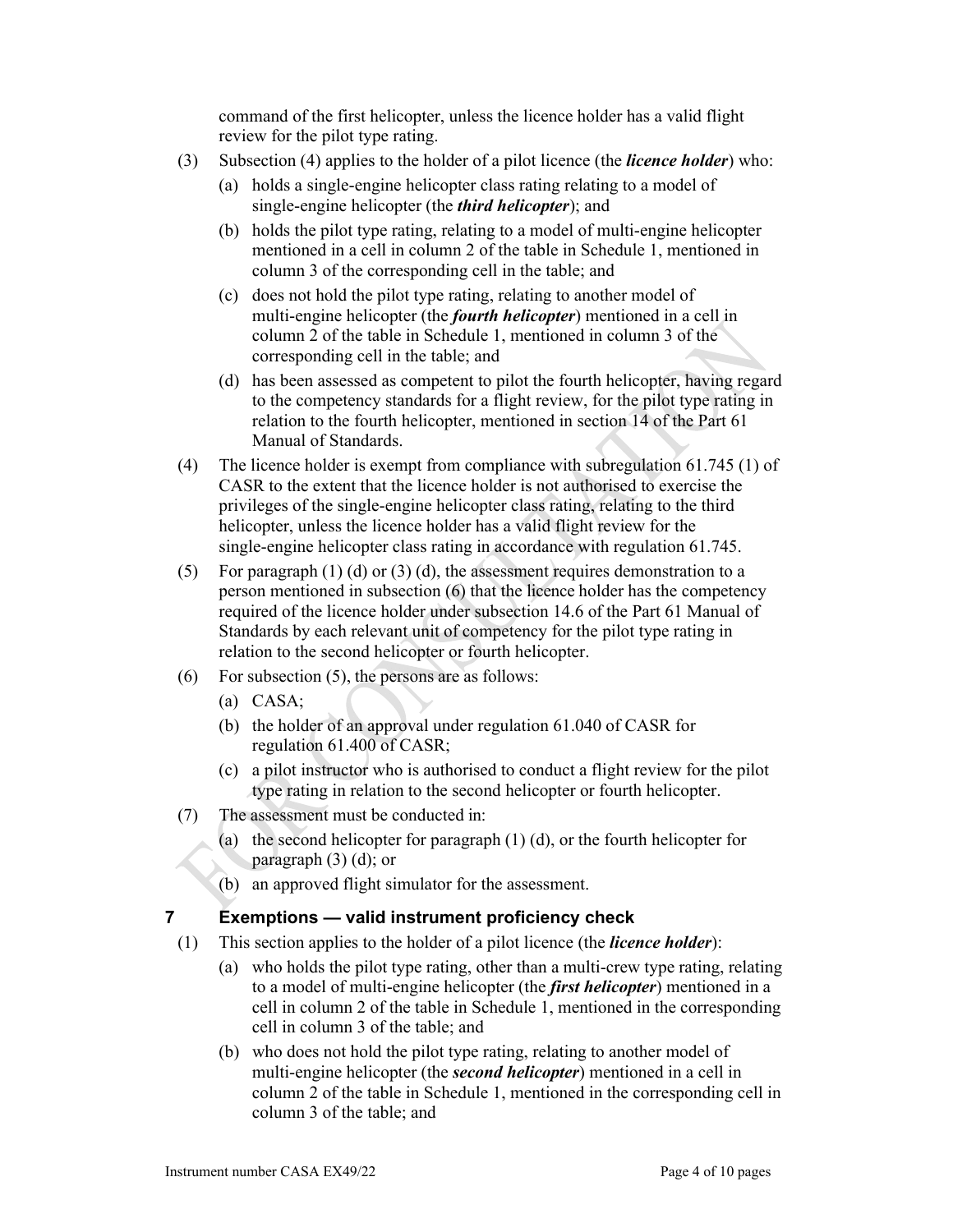command of the first helicopter, unless the licence holder has a valid flight review for the pilot type rating.

(3) Subsection (4) applies to the holder of a pilot licence (the ***licence holder***) who:

(a) holds a single-engine helicopter class rating relating to a model of single-engine helicopter (the ***third helicopter***); and

(b) holds the pilot type rating, relating to a model of multi-engine helicopter mentioned in a cell in column 2 of the table in Schedule 1, mentioned in column 3 of the corresponding cell in the table; and

(c) does not hold the pilot type rating, relating to another model of multi-engine helicopter (the ***fourth helicopter***) mentioned in a cell in column 2 of the table in Schedule 1, mentioned in column 3 of the corresponding cell in the table; and

(d) has been assessed as competent to pilot the fourth helicopter, having regard to the competency standards for a flight review, for the pilot type rating in relation to the fourth helicopter, mentioned in section 14 of the Part 61 Manual of Standards.

(4) The licence holder is exempt from compliance with subregulation 61.745 (1) of CASR to the extent that the licence holder is not authorised to exercise the privileges of the single-engine helicopter class rating, relating to the third helicopter, unless the licence holder has a valid flight review for the single-engine helicopter class rating in accordance with regulation 61.745.

(5) For paragraph (1) (d) or (3) (d), the assessment requires demonstration to a person mentioned in subsection (6) that the licence holder has the competency required of the licence holder under subsection 14.6 of the Part 61 Manual of Standards by each relevant unit of competency for the pilot type rating in relation to the second helicopter or fourth helicopter.

(6) For subsection (5), the persons are as follows:

(a) CASA;

(b) the holder of an approval under regulation 61.040 of CASR for regulation 61.400 of CASR;

(c) a pilot instructor who is authorised to conduct a flight review for the pilot type rating in relation to the second helicopter or fourth helicopter.

(7) The assessment must be conducted in:

(a) the second helicopter for paragraph (1) (d), or the fourth helicopter for paragraph (3) (d); or

(b) an approved flight simulator for the assessment.

## 7 Exemptions — valid instrument proficiency check

(1) This section applies to the holder of a pilot licence (the ***licence holder***):

(a) who holds the pilot type rating, other than a multi-crew type rating, relating to a model of multi-engine helicopter (the ***first helicopter***) mentioned in a cell in column 2 of the table in Schedule 1, mentioned in the corresponding cell in column 3 of the table; and

(b) who does not hold the pilot type rating, relating to another model of multi-engine helicopter (the ***second helicopter***) mentioned in a cell in column 2 of the table in Schedule 1, mentioned in the corresponding cell in column 3 of the table; and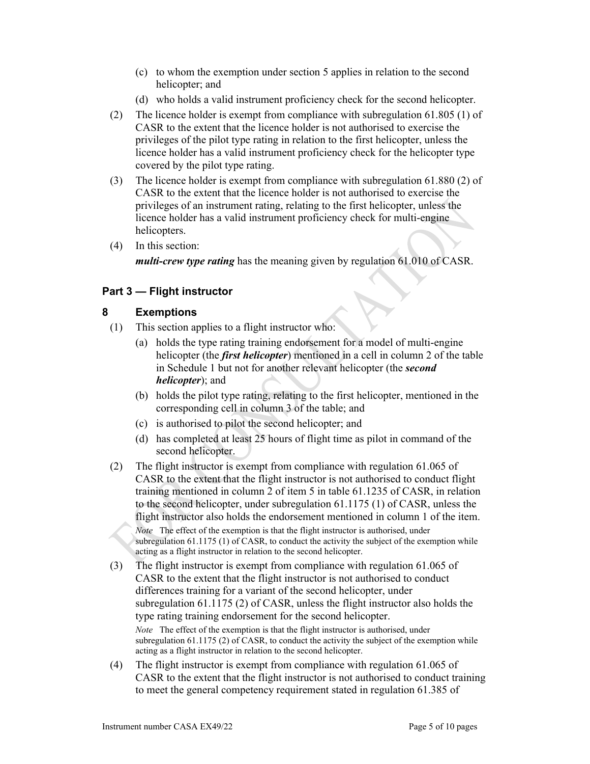(c) to whom the exemption under section 5 applies in relation to the second helicopter; and

(d) who holds a valid instrument proficiency check for the second helicopter.

(2) The licence holder is exempt from compliance with subregulation 61.805 (1) of CASR to the extent that the licence holder is not authorised to exercise the privileges of the pilot type rating in relation to the first helicopter, unless the licence holder has a valid instrument proficiency check for the helicopter type covered by the pilot type rating.

(3) The licence holder is exempt from compliance with subregulation 61.880 (2) of CASR to the extent that the licence holder is not authorised to exercise the privileges of an instrument rating, relating to the first helicopter, unless the licence holder has a valid instrument proficiency check for multi-engine helicopters.

(4) In this section:

***multi-crew type rating*** has the meaning given by regulation 61.010 of CASR.

## Part 3 — Flight instructor

### 8 Exemptions

(1) This section applies to a flight instructor who:

(a) holds the type rating training endorsement for a model of multi-engine helicopter (the ***first helicopter***) mentioned in a cell in column 2 of the table in Schedule 1 but not for another relevant helicopter (the ***second helicopter***); and

(b) holds the pilot type rating, relating to the first helicopter, mentioned in the corresponding cell in column 3 of the table; and

(c) is authorised to pilot the second helicopter; and

(d) has completed at least 25 hours of flight time as pilot in command of the second helicopter.

(2) The flight instructor is exempt from compliance with regulation 61.065 of CASR to the extent that the flight instructor is not authorised to conduct flight training mentioned in column 2 of item 5 in table 61.1235 of CASR, in relation to the second helicopter, under subregulation 61.1175 (1) of CASR, unless the flight instructor also holds the endorsement mentioned in column 1 of the item.

*Note* The effect of the exemption is that the flight instructor is authorised, under subregulation 61.1175 (1) of CASR, to conduct the activity the subject of the exemption while acting as a flight instructor in relation to the second helicopter.

(3) The flight instructor is exempt from compliance with regulation 61.065 of CASR to the extent that the flight instructor is not authorised to conduct differences training for a variant of the second helicopter, under subregulation 61.1175 (2) of CASR, unless the flight instructor also holds the type rating training endorsement for the second helicopter.

*Note* The effect of the exemption is that the flight instructor is authorised, under subregulation 61.1175 (2) of CASR, to conduct the activity the subject of the exemption while acting as a flight instructor in relation to the second helicopter.

(4) The flight instructor is exempt from compliance with regulation 61.065 of CASR to the extent that the flight instructor is not authorised to conduct training to meet the general competency requirement stated in regulation 61.385 of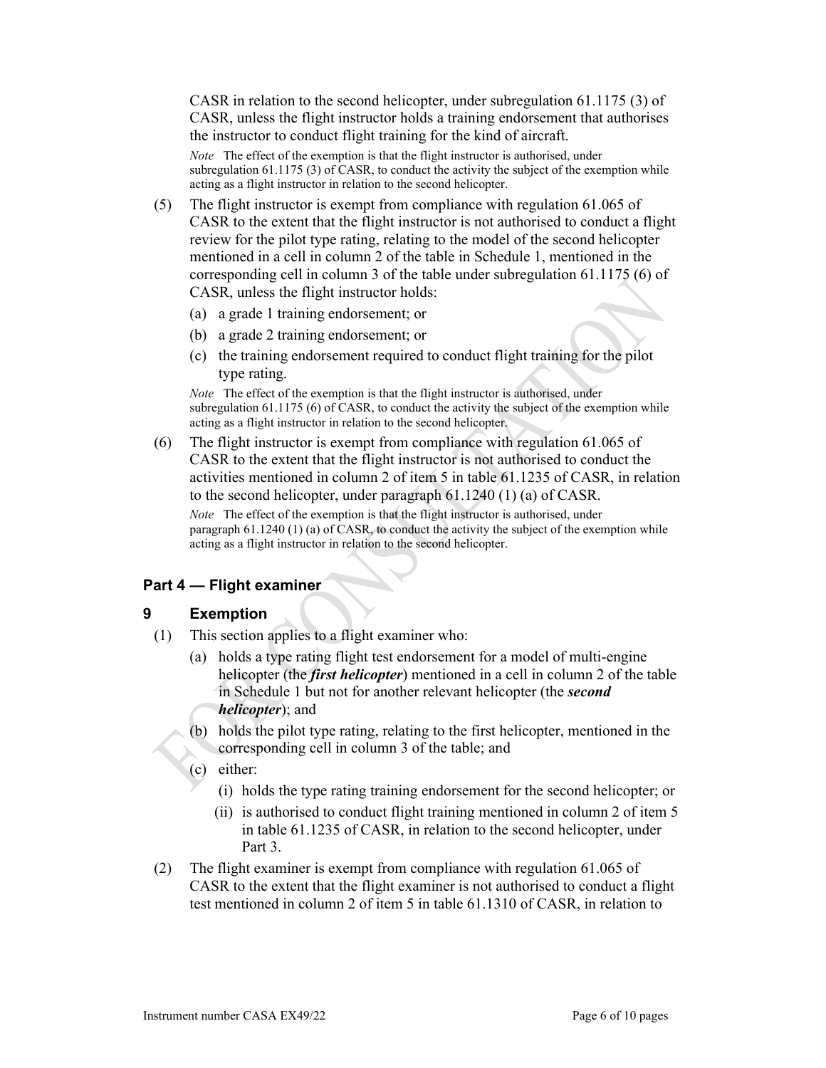CASR in relation to the second helicopter, under subregulation 61.1175 (3) of CASR, unless the flight instructor holds a training endorsement that authorises the instructor to conduct flight training for the kind of aircraft.

*Note* The effect of the exemption is that the flight instructor is authorised, under subregulation 61.1175 (3) of CASR, to conduct the activity the subject of the exemption while acting as a flight instructor in relation to the second helicopter.

(5) The flight instructor is exempt from compliance with regulation 61.065 of CASR to the extent that the flight instructor is not authorised to conduct a flight review for the pilot type rating, relating to the model of the second helicopter mentioned in a cell in column 2 of the table in Schedule 1, mentioned in the corresponding cell in column 3 of the table under subregulation 61.1175 (6) of CASR, unless the flight instructor holds:

(a) a grade 1 training endorsement; or

(b) a grade 2 training endorsement; or

(c) the training endorsement required to conduct flight training for the pilot type rating.

*Note* The effect of the exemption is that the flight instructor is authorised, under subregulation 61.1175 (6) of CASR, to conduct the activity the subject of the exemption while acting as a flight instructor in relation to the second helicopter.

(6) The flight instructor is exempt from compliance with regulation 61.065 of CASR to the extent that the flight instructor is not authorised to conduct the activities mentioned in column 2 of item 5 in table 61.1235 of CASR, in relation to the second helicopter, under paragraph 61.1240 (1) (a) of CASR.

*Note* The effect of the exemption is that the flight instructor is authorised, under paragraph 61.1240 (1) (a) of CASR, to conduct the activity the subject of the exemption while acting as a flight instructor in relation to the second helicopter.

## Part 4 — Flight examiner

### 9 Exemption

(1) This section applies to a flight examiner who:

(a) holds a type rating flight test endorsement for a model of multi-engine helicopter (the ***first helicopter***) mentioned in a cell in column 2 of the table in Schedule 1 but not for another relevant helicopter (the ***second helicopter***); and

(b) holds the pilot type rating, relating to the first helicopter, mentioned in the corresponding cell in column 3 of the table; and

(c) either:

(i) holds the type rating training endorsement for the second helicopter; or

(ii) is authorised to conduct flight training mentioned in column 2 of item 5 in table 61.1235 of CASR, in relation to the second helicopter, under Part 3.

(2) The flight examiner is exempt from compliance with regulation 61.065 of CASR to the extent that the flight examiner is not authorised to conduct a flight test mentioned in column 2 of item 5 in table 61.1310 of CASR, in relation to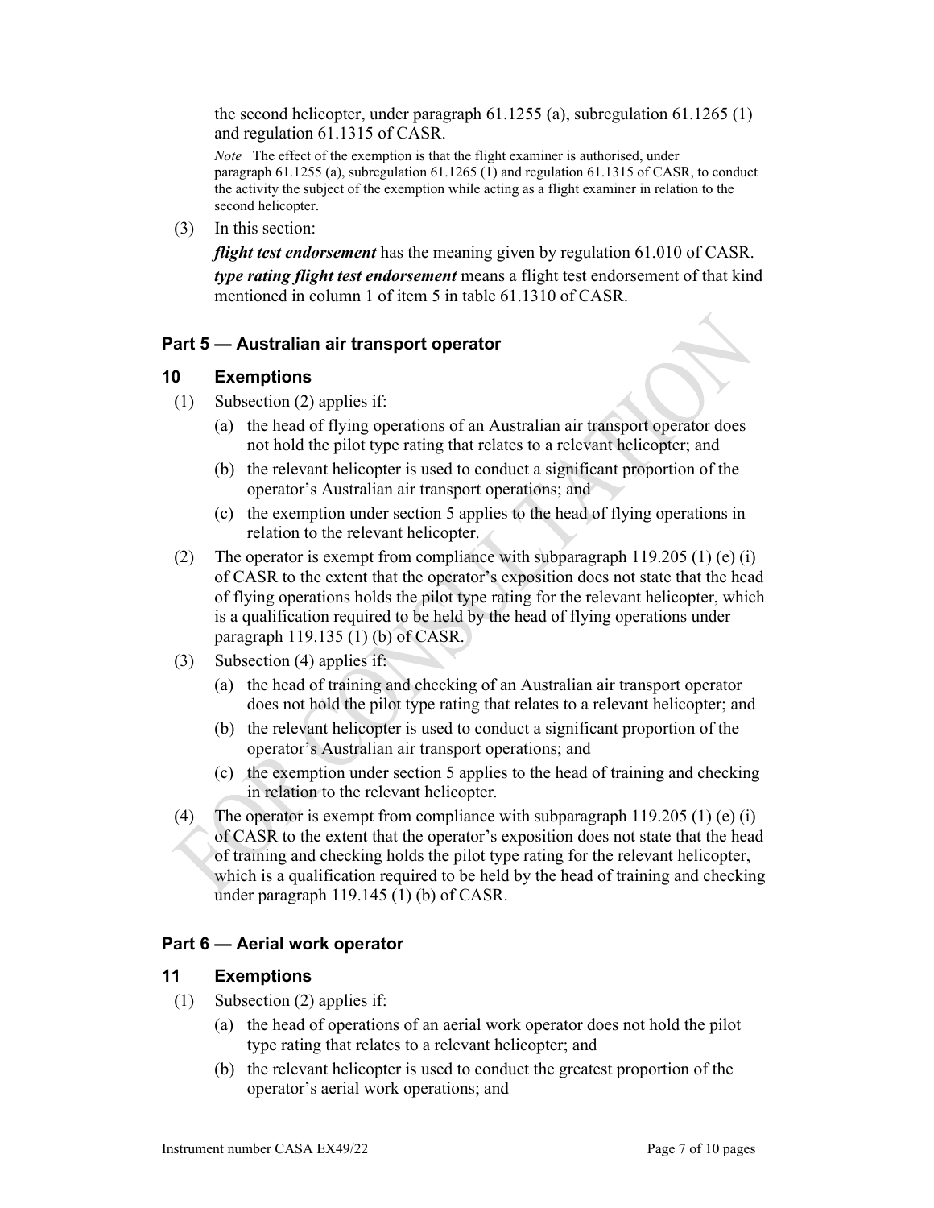the second helicopter, under paragraph 61.1255 (a), subregulation 61.1265 (1) and regulation 61.1315 of CASR.

*Note* The effect of the exemption is that the flight examiner is authorised, under paragraph 61.1255 (a), subregulation 61.1265 (1) and regulation 61.1315 of CASR, to conduct the activity the subject of the exemption while acting as a flight examiner in relation to the second helicopter.

(3) In this section:

***flight test endorsement*** has the meaning given by regulation 61.010 of CASR.

***type rating flight test endorsement*** means a flight test endorsement of that kind mentioned in column 1 of item 5 in table 61.1310 of CASR.

## Part 5 — Australian air transport operator

### 10 Exemptions

(1) Subsection (2) applies if:

(a) the head of flying operations of an Australian air transport operator does not hold the pilot type rating that relates to a relevant helicopter; and

(b) the relevant helicopter is used to conduct a significant proportion of the operator's Australian air transport operations; and

(c) the exemption under section 5 applies to the head of flying operations in relation to the relevant helicopter.

(2) The operator is exempt from compliance with subparagraph 119.205 (1) (e) (i) of CASR to the extent that the operator's exposition does not state that the head of flying operations holds the pilot type rating for the relevant helicopter, which is a qualification required to be held by the head of flying operations under paragraph 119.135 (1) (b) of CASR.

(3) Subsection (4) applies if:

(a) the head of training and checking of an Australian air transport operator does not hold the pilot type rating that relates to a relevant helicopter; and

(b) the relevant helicopter is used to conduct a significant proportion of the operator's Australian air transport operations; and

(c) the exemption under section 5 applies to the head of training and checking in relation to the relevant helicopter.

(4) The operator is exempt from compliance with subparagraph 119.205 (1) (e) (i) of CASR to the extent that the operator's exposition does not state that the head of training and checking holds the pilot type rating for the relevant helicopter, which is a qualification required to be held by the head of training and checking under paragraph 119.145 (1) (b) of CASR.

## Part 6 — Aerial work operator

### 11 Exemptions

(1) Subsection (2) applies if:

(a) the head of operations of an aerial work operator does not hold the pilot type rating that relates to a relevant helicopter; and

(b) the relevant helicopter is used to conduct the greatest proportion of the operator's aerial work operations; and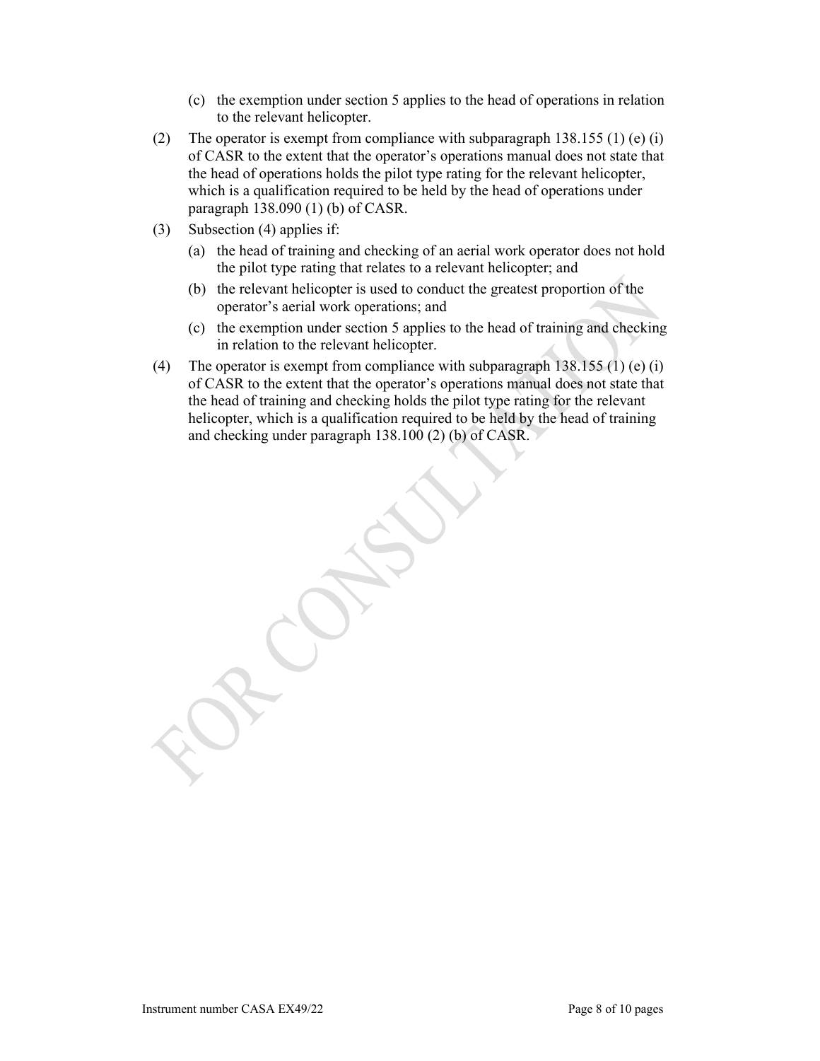(c) the exemption under section 5 applies to the head of operations in relation to the relevant helicopter.

(2) The operator is exempt from compliance with subparagraph 138.155 (1) (e) (i) of CASR to the extent that the operator's operations manual does not state that the head of operations holds the pilot type rating for the relevant helicopter, which is a qualification required to be held by the head of operations under paragraph 138.090 (1) (b) of CASR.

(3) Subsection (4) applies if:

(a) the head of training and checking of an aerial work operator does not hold the pilot type rating that relates to a relevant helicopter; and

(b) the relevant helicopter is used to conduct the greatest proportion of the operator's aerial work operations; and

(c) the exemption under section 5 applies to the head of training and checking in relation to the relevant helicopter.

(4) The operator is exempt from compliance with subparagraph 138.155 (1) (e) (i) of CASR to the extent that the operator's operations manual does not state that the head of training and checking holds the pilot type rating for the relevant helicopter, which is a qualification required to be held by the head of training and checking under paragraph 138.100 (2) (b) of CASR.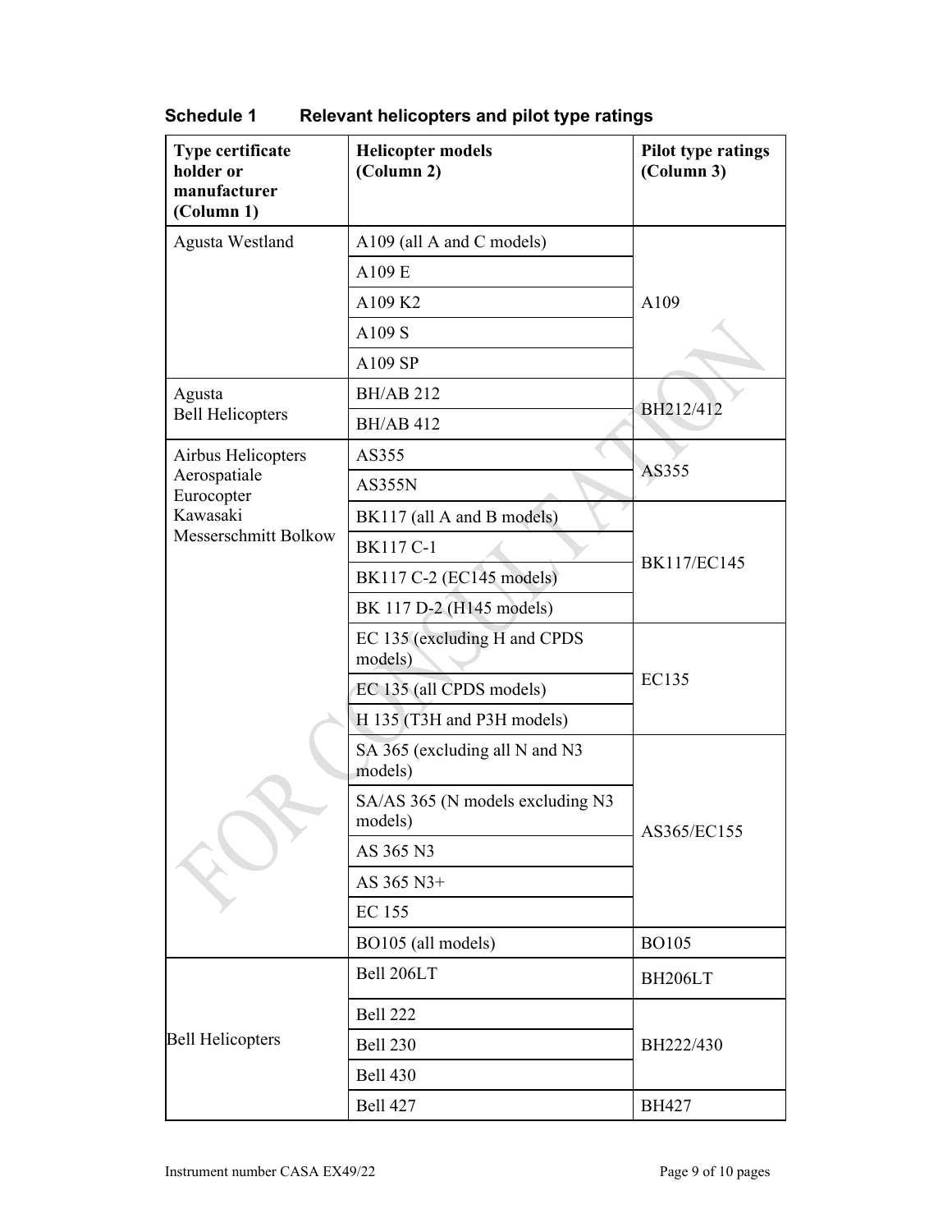## Schedule 1 Relevant helicopters and pilot type ratings

| Type certificate holder or manufacturer (Column 1) | Helicopter models (Column 2) | Pilot type ratings (Column 3) |
|---|---|---|
| Agusta Westland | A109 (all A and C models) | A109 |
| | A109 E | |
| | A109 K2 | |
| | A109 S | |
| | A109 SP | |
| Agusta Bell Helicopters | BH/AB 212 | BH212/412 |
| | BH/AB 412 | |
| Airbus Helicopters Aerospatiale Eurocopter Kawasaki Messerschmitt Bolkow | AS355 | AS355 |
| | AS355N | |
| | BK117 (all A and B models) | BK117/EC145 |
| | BK117 C-1 | |
| | BK117 C-2 (EC145 models) | |
| | BK 117 D-2 (H145 models) | |
| | EC 135 (excluding H and CPDS models) | EC135 |
| | EC 135 (all CPDS models) | |
| | H 135 (T3H and P3H models) | |
| | SA 365 (excluding all N and N3 models) | AS365/EC155 |
| | SA/AS 365 (N models excluding N3 models) | |
| | AS 365 N3 | |
| | AS 365 N3+ | |
| | EC 155 | |
| | BO105 (all models) | BO105 |
| Bell Helicopters | Bell 206LT | BH206LT |
| | Bell 222 | BH222/430 |
| | Bell 230 | |
| | Bell 430 | |
| | Bell 427 | BH427 |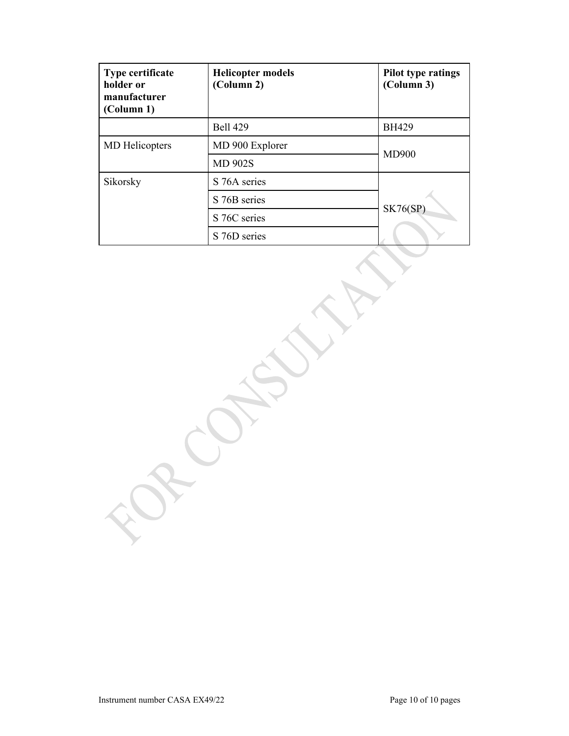| Type certificate holder or manufacturer (Column 1) | Helicopter models (Column 2) | Pilot type ratings (Column 3) |
|---|---|---|
| | Bell 429 | BH429 |
| MD Helicopters | MD 900 Explorer | MD900 |
| | MD 902S | |
| Sikorsky | S 76A series | SK76(SP) |
| | S 76B series | |
| | S 76C series | |
| | S 76D series | |